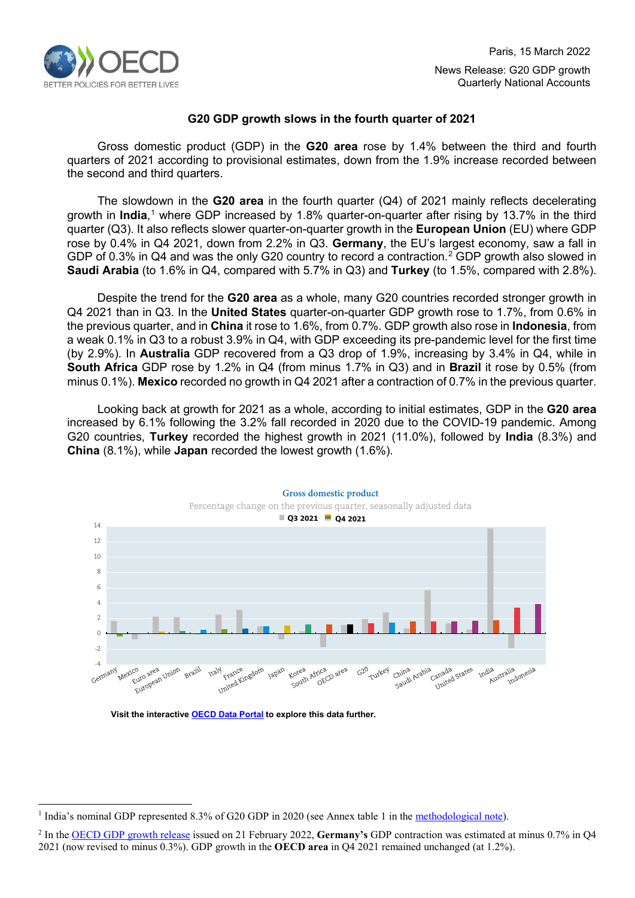Paris, 15 March 2022

News Release: G20 GDP growth
Quarterly National Accounts

# G20 GDP growth slows in the fourth quarter of 2021

Gross domestic product (GDP) in the **G20 area** rose by 1.4% between the third and fourth quarters of 2021 according to provisional estimates, down from the 1.9% increase recorded between the second and third quarters.

The slowdown in the **G20 area** in the fourth quarter (Q4) of 2021 mainly reflects decelerating growth in **India**,[1] where GDP increased by 1.8% quarter-on-quarter after rising by 13.7% in the third quarter (Q3). It also reflects slower quarter-on-quarter growth in the **European Union** (EU) where GDP rose by 0.4% in Q4 2021, down from 2.2% in Q3. **Germany**, the EU's largest economy, saw a fall in GDP of 0.3% in Q4 and was the only G20 country to record a contraction.[2] GDP growth also slowed in **Saudi Arabia** (to 1.6% in Q4, compared with 5.7% in Q3) and **Turkey** (to 1.5%, compared with 2.8%).

Despite the trend for the **G20 area** as a whole, many G20 countries recorded stronger growth in Q4 2021 than in Q3. In the **United States** quarter-on-quarter GDP growth rose to 1.7%, from 0.6% in the previous quarter, and in **China** it rose to 1.6%, from 0.7%. GDP growth also rose in **Indonesia**, from a weak 0.1% in Q3 to a robust 3.9% in Q4, with GDP exceeding its pre-pandemic level for the first time (by 2.9%). In **Australia** GDP recovered from a Q3 drop of 1.9%, increasing by 3.4% in Q4, while in **South Africa** GDP rose by 1.2% in Q4 (from minus 1.7% in Q3) and in **Brazil** it rose by 0.5% (from minus 0.1%). **Mexico** recorded no growth in Q4 2021 after a contraction of 0.7% in the previous quarter.

Looking back at growth for 2021 as a whole, according to initial estimates, GDP in the **G20 area** increased by 6.1% following the 3.2% fall recorded in 2020 due to the COVID-19 pandemic. Among G20 countries, **Turkey** recorded the highest growth in 2021 (11.0%), followed by **India** (8.3%) and **China** (8.1%), while **Japan** recorded the lowest growth (1.6%).

**Gross domestic product**

Percentage change on the previous quarter, seasonally adjusted data

Q3 2021 | Q4 2021

Germany, Mexico, Euro area, European Union, Brazil, Italy, France, United Kingdom, Japan, Korea, South Africa, OECD area, G20, Turkey, China, Saudi Arabia, Canada, United States, India, Australia, Indonesia

**Visit the interactive OECD Data Portal to explore this data further.**

---

[1] India's nominal GDP represented 8.3% of G20 GDP in 2020 (see Annex table 1 in the methodological note).

[2] In the OECD GDP growth release issued on 21 February 2022, **Germany's** GDP contraction was estimated at minus 0.7% in Q4 2021 (now revised to minus 0.3%). GDP growth in the **OECD area** in Q4 2021 remained unchanged (at 1.2%).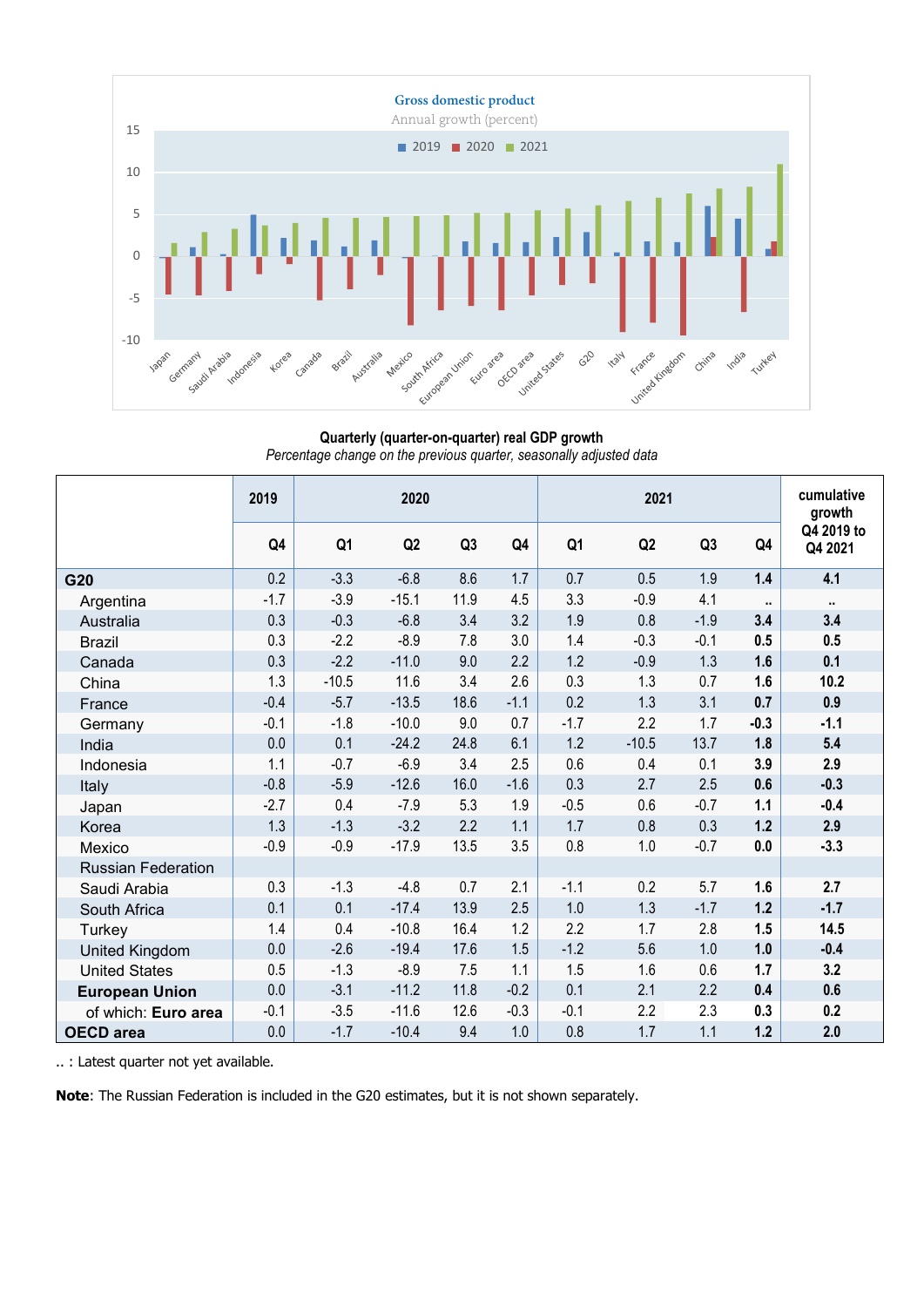**Gross domestic product**

Annual growth (percent)

**Quarterly (quarter-on-quarter) real GDP growth**

*Percentage change on the previous quarter, seasonally adjusted data*

| | 2019 | 2020 | | | | 2021 | | | | cumulative growth Q4 2019 to Q4 2021 |
|---|---|---|---|---|---|---|---|---|---|---|
| | Q4 | Q1 | Q2 | Q3 | Q4 | Q1 | Q2 | Q3 | Q4 | |
| **G20** | 0.2 | -3.3 | -6.8 | 8.6 | 1.7 | 0.7 | 0.5 | 1.9 | **1.4** | **4.1** |
| Argentina | -1.7 | -3.9 | -15.1 | 11.9 | 4.5 | 3.3 | -0.9 | 4.1 | .. | .. |
| Australia | 0.3 | -0.3 | -6.8 | 3.4 | 3.2 | 1.9 | 0.8 | -1.9 | **3.4** | **3.4** |
| Brazil | 0.3 | -2.2 | -8.9 | 7.8 | 3.0 | 1.4 | -0.3 | -0.1 | **0.5** | **0.5** |
| Canada | 0.3 | -2.2 | -11.0 | 9.0 | 2.2 | 1.2 | -0.9 | 1.3 | **1.6** | **0.1** |
| China | 1.3 | -10.5 | 11.6 | 3.4 | 2.6 | 0.3 | 1.3 | 0.7 | **1.6** | **10.2** |
| France | -0.4 | -5.7 | -13.5 | 18.6 | -1.1 | 0.2 | 1.3 | 3.1 | **0.7** | **0.9** |
| Germany | -0.1 | -1.8 | -10.0 | 9.0 | 0.7 | -1.7 | 2.2 | 1.7 | **-0.3** | **-1.1** |
| India | 0.0 | 0.1 | -24.2 | 24.8 | 6.1 | 1.2 | -10.5 | 13.7 | **1.8** | **5.4** |
| Indonesia | 1.1 | -0.7 | -6.9 | 3.4 | 2.5 | 0.6 | 0.4 | 0.1 | **3.9** | **2.9** |
| Italy | -0.8 | -5.9 | -12.6 | 16.0 | -1.6 | 0.3 | 2.7 | 2.5 | **0.6** | **-0.3** |
| Japan | -2.7 | 0.4 | -7.9 | 5.3 | 1.9 | -0.5 | 0.6 | -0.7 | **1.1** | **-0.4** |
| Korea | 1.3 | -1.3 | -3.2 | 2.2 | 1.1 | 1.7 | 0.8 | 0.3 | **1.2** | **2.9** |
| Mexico | -0.9 | -0.9 | -17.9 | 13.5 | 3.5 | 0.8 | 1.0 | -0.7 | **0.0** | **-3.3** |
| Russian Federation | | | | | | | | | | |
| Saudi Arabia | 0.3 | -1.3 | -4.8 | 0.7 | 2.1 | -1.1 | 0.2 | 5.7 | **1.6** | **2.7** |
| South Africa | 0.1 | 0.1 | -17.4 | 13.9 | 2.5 | 1.0 | 1.3 | -1.7 | **1.2** | **-1.7** |
| Turkey | 1.4 | 0.4 | -10.8 | 16.4 | 1.2 | 2.2 | 1.7 | 2.8 | **1.5** | **14.5** |
| United Kingdom | 0.0 | -2.6 | -19.4 | 17.6 | 1.5 | -1.2 | 5.6 | 1.0 | **1.0** | **-0.4** |
| United States | 0.5 | -1.3 | -8.9 | 7.5 | 1.1 | 1.5 | 1.6 | 0.6 | **1.7** | **3.2** |
| **European Union** | 0.0 | -3.1 | -11.2 | 11.8 | -0.2 | 0.1 | 2.1 | 2.2 | **0.4** | **0.6** |
| of which: **Euro area** | -0.1 | -3.5 | -11.6 | 12.6 | -0.3 | -0.1 | 2.2 | 2.3 | **0.3** | **0.2** |
| **OECD area** | 0.0 | -1.7 | -10.4 | 9.4 | 1.0 | 0.8 | 1.7 | 1.1 | **1.2** | **2.0** |

.. : Latest quarter not yet available.

**Note**: The Russian Federation is included in the G20 estimates, but it is not shown separately.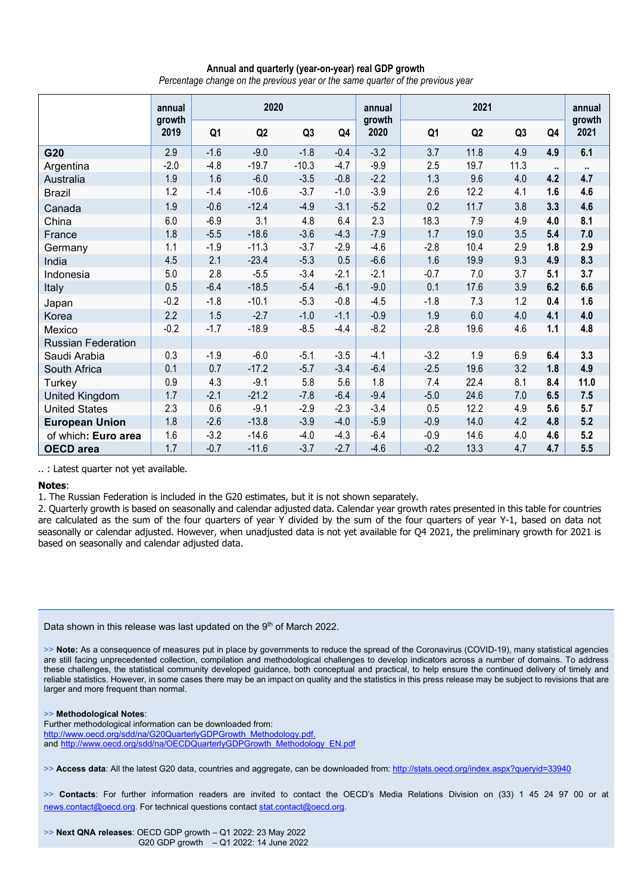**Annual and quarterly (year-on-year) real GDP growth**

*Percentage change on the previous year or the same quarter of the previous year*

| | annual growth 2019 | 2020 | | | | annual growth 2020 | 2021 | | | | annual growth 2021 |
|---|---|---|---|---|---|---|---|---|---|---|---|
| | | Q1 | Q2 | Q3 | Q4 | | Q1 | Q2 | Q3 | Q4 | |
| **G20** | 2.9 | -1.6 | -9.0 | -1.8 | -0.4 | -3.2 | 3.7 | 11.8 | 4.9 | **4.9** | **6.1** |
| Argentina | -2.0 | -4.8 | -19.7 | -10.3 | -4.7 | -9.9 | 2.5 | 19.7 | 11.3 | .. | .. |
| Australia | 1.9 | 1.6 | -6.0 | -3.5 | -0.8 | -2.2 | 1.3 | 9.6 | 4.0 | **4.2** | **4.7** |
| Brazil | 1.2 | -1.4 | -10.6 | -3.7 | -1.0 | -3.9 | 2.6 | 12.2 | 4.1 | **1.6** | **4.6** |
| Canada | 1.9 | -0.6 | -12.4 | -4.9 | -3.1 | -5.2 | 0.2 | 11.7 | 3.8 | **3.3** | **4.6** |
| China | 6.0 | -6.9 | 3.1 | 4.8 | 6.4 | 2.3 | 18.3 | 7.9 | 4.9 | **4.0** | **8.1** |
| France | 1.8 | -5.5 | -18.6 | -3.6 | -4.3 | -7.9 | 1.7 | 19.0 | 3.5 | **5.4** | **7.0** |
| Germany | 1.1 | -1.9 | -11.3 | -3.7 | -2.9 | -4.6 | -2.8 | 10.4 | 2.9 | **1.8** | **2.9** |
| India | 4.5 | 2.1 | -23.4 | -5.3 | 0.5 | -6.6 | 1.6 | 19.9 | 9.3 | **4.9** | **8.3** |
| Indonesia | 5.0 | 2.8 | -5.5 | -3.4 | -2.1 | -2.1 | -0.7 | 7.0 | 3.7 | **5.1** | **3.7** |
| Italy | 0.5 | -6.4 | -18.5 | -5.4 | -6.1 | -9.0 | 0.1 | 17.6 | 3.9 | **6.2** | **6.6** |
| Japan | -0.2 | -1.8 | -10.1 | -5.3 | -0.8 | -4.5 | -1.8 | 7.3 | 1.2 | **0.4** | **1.6** |
| Korea | 2.2 | 1.5 | -2.7 | -1.0 | -1.1 | -0.9 | 1.9 | 6.0 | 4.0 | **4.1** | **4.0** |
| Mexico | -0.2 | -1.7 | -18.9 | -8.5 | -4.4 | -8.2 | -2.8 | 19.6 | 4.6 | **1.1** | **4.8** |
| Russian Federation | | | | | | | | | | | |
| Saudi Arabia | 0.3 | -1.9 | -6.0 | -5.1 | -3.5 | -4.1 | -3.2 | 1.9 | 6.9 | **6.4** | **3.3** |
| South Africa | 0.1 | 0.7 | -17.2 | -5.7 | -3.4 | -6.4 | -2.5 | 19.6 | 3.2 | **1.8** | **4.9** |
| Turkey | 0.9 | 4.3 | -9.1 | 5.8 | 5.6 | 1.8 | 7.4 | 22.4 | 8.1 | **8.4** | **11.0** |
| United Kingdom | 1.7 | -2.1 | -21.2 | -7.8 | -6.4 | -9.4 | -5.0 | 24.6 | 7.0 | **6.5** | **7.5** |
| United States | 2.3 | 0.6 | -9.1 | -2.9 | -2.3 | -3.4 | 0.5 | 12.2 | 4.9 | **5.6** | **5.7** |
| **European Union** | 1.8 | -2.6 | -13.8 | -3.9 | -4.0 | -5.9 | -0.9 | 14.0 | 4.2 | **4.8** | **5.2** |
| of which: **Euro area** | 1.6 | -3.2 | -14.6 | -4.0 | -4.3 | -6.4 | -0.9 | 14.6 | 4.0 | **4.6** | **5.2** |
| **OECD area** | 1.7 | -0.7 | -11.6 | -3.7 | -2.7 | -4.6 | -0.2 | 13.3 | 4.7 | **4.7** | **5.5** |

.. : Latest quarter not yet available.

**Notes**:

1. The Russian Federation is included in the G20 estimates, but it is not shown separately.
2. Quarterly growth is based on seasonally and calendar adjusted data. Calendar year growth rates presented in this table for countries are calculated as the sum of the four quarters of year Y divided by the sum of the four quarters of year Y-1, based on data not seasonally or calendar adjusted. However, when unadjusted data is not yet available for Q4 2021, the preliminary growth for 2021 is based on seasonally and calendar adjusted data.

Data shown in this release was last updated on the 9th of March 2022.

>> **Note:** As a consequence of measures put in place by governments to reduce the spread of the Coronavirus (COVID-19), many statistical agencies are still facing unprecedented collection, compilation and methodological challenges to develop indicators across a number of domains. To address these challenges, the statistical community developed guidance, both conceptual and practical, to help ensure the continued delivery of timely and reliable statistics. However, in some cases there may be an impact on quality and the statistics in this press release may be subject to revisions that are larger and more frequent than normal.

>> **Methodological Notes**:
Further methodological information can be downloaded from:
http://www.oecd.org/sdd/na/G20QuarterlyGDPGrowth_Methodology.pdf.
and http://www.oecd.org/sdd/na/OECDQuarterlyGDPGrowth_Methodology_EN.pdf

>> **Access data**: All the latest G20 data, countries and aggregate, can be downloaded from: http://stats.oecd.org/index.aspx?queryid=33940

>> **Contacts**: For further information readers are invited to contact the OECD's Media Relations Division on (33) 1 45 24 97 00 or at news.contact@oecd.org. For technical questions contact stat.contact@oecd.org.

>> **Next QNA releases**: OECD GDP growth – Q1 2022: 23 May 2022
G20 GDP growth – Q1 2022: 14 June 2022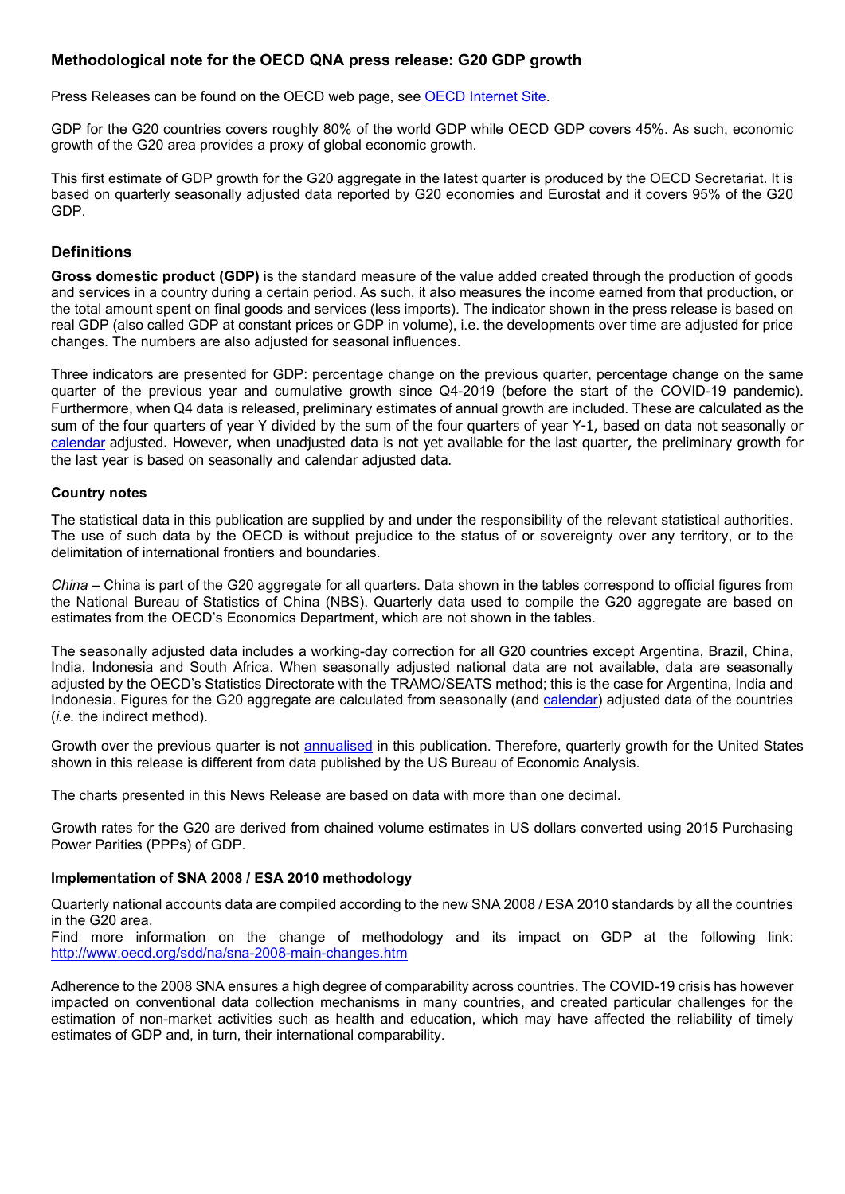## Methodological note for the OECD QNA press release: G20 GDP growth

Press Releases can be found on the OECD web page, see [OECD Internet Site](OECD Internet Site).

GDP for the G20 countries covers roughly 80% of the world GDP while OECD GDP covers 45%. As such, economic growth of the G20 area provides a proxy of global economic growth.

This first estimate of GDP growth for the G20 aggregate in the latest quarter is produced by the OECD Secretariat. It is based on quarterly seasonally adjusted data reported by G20 economies and Eurostat and it covers 95% of the G20 GDP.

## Definitions

**Gross domestic product (GDP)** is the standard measure of the value added created through the production of goods and services in a country during a certain period. As such, it also measures the income earned from that production, or the total amount spent on final goods and services (less imports). The indicator shown in the press release is based on real GDP (also called GDP at constant prices or GDP in volume), i.e. the developments over time are adjusted for price changes. The numbers are also adjusted for seasonal influences.

Three indicators are presented for GDP: percentage change on the previous quarter, percentage change on the same quarter of the previous year and cumulative growth since Q4-2019 (before the start of the COVID-19 pandemic). Furthermore, when Q4 data is released, preliminary estimates of annual growth are included. These are calculated as the sum of the four quarters of year Y divided by the sum of the four quarters of year Y-1, based on data not seasonally or calendar adjusted. However, when unadjusted data is not yet available for the last quarter, the preliminary growth for the last year is based on seasonally and calendar adjusted data.

### Country notes

The statistical data in this publication are supplied by and under the responsibility of the relevant statistical authorities. The use of such data by the OECD is without prejudice to the status of or sovereignty over any territory, or to the delimitation of international frontiers and boundaries.

*China* – China is part of the G20 aggregate for all quarters. Data shown in the tables correspond to official figures from the National Bureau of Statistics of China (NBS). Quarterly data used to compile the G20 aggregate are based on estimates from the OECD's Economics Department, which are not shown in the tables.

The seasonally adjusted data includes a working-day correction for all G20 countries except Argentina, Brazil, China, India, Indonesia and South Africa. When seasonally adjusted national data are not available, data are seasonally adjusted by the OECD's Statistics Directorate with the TRAMO/SEATS method; this is the case for Argentina, India and Indonesia. Figures for the G20 aggregate are calculated from seasonally (and calendar) adjusted data of the countries (*i.e.* the indirect method).

Growth over the previous quarter is not annualised in this publication. Therefore, quarterly growth for the United States shown in this release is different from data published by the US Bureau of Economic Analysis.

The charts presented in this News Release are based on data with more than one decimal.

Growth rates for the G20 are derived from chained volume estimates in US dollars converted using 2015 Purchasing Power Parities (PPPs) of GDP.

### Implementation of SNA 2008 / ESA 2010 methodology

Quarterly national accounts data are compiled according to the new SNA 2008 / ESA 2010 standards by all the countries in the G20 area.

Find more information on the change of methodology and its impact on GDP at the following link: http://www.oecd.org/sdd/na/sna-2008-main-changes.htm

Adherence to the 2008 SNA ensures a high degree of comparability across countries. The COVID-19 crisis has however impacted on conventional data collection mechanisms in many countries, and created particular challenges for the estimation of non-market activities such as health and education, which may have affected the reliability of timely estimates of GDP and, in turn, their international comparability.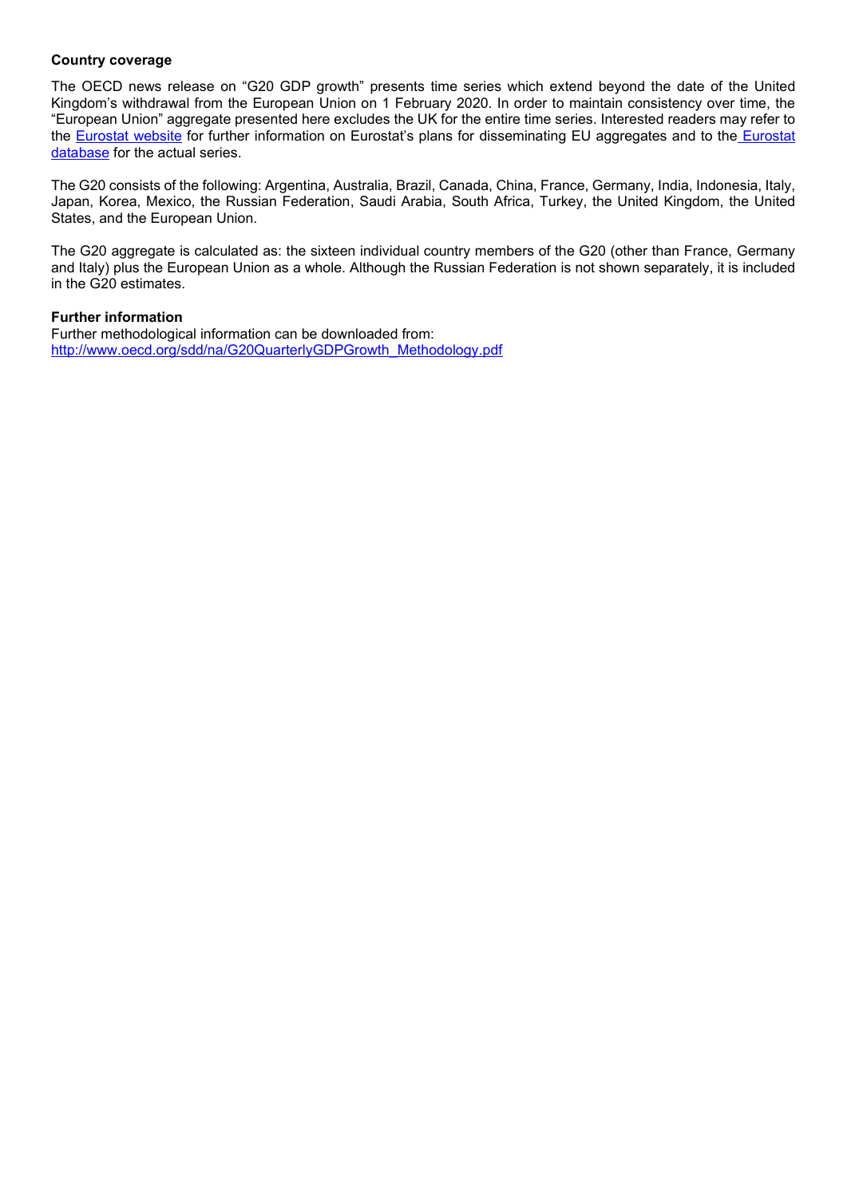**Country coverage**

The OECD news release on “G20 GDP growth” presents time series which extend beyond the date of the United Kingdom’s withdrawal from the European Union on 1 February 2020. In order to maintain consistency over time, the “European Union” aggregate presented here excludes the UK for the entire time series. Interested readers may refer to the Eurostat website for further information on Eurostat’s plans for disseminating EU aggregates and to the Eurostat database for the actual series.

The G20 consists of the following: Argentina, Australia, Brazil, Canada, China, France, Germany, India, Indonesia, Italy, Japan, Korea, Mexico, the Russian Federation, Saudi Arabia, South Africa, Turkey, the United Kingdom, the United States, and the European Union.

The G20 aggregate is calculated as: the sixteen individual country members of the G20 (other than France, Germany and Italy) plus the European Union as a whole. Although the Russian Federation is not shown separately, it is included in the G20 estimates.

**Further information**

Further methodological information can be downloaded from:
http://www.oecd.org/sdd/na/G20QuarterlyGDPGrowth_Methodology.pdf